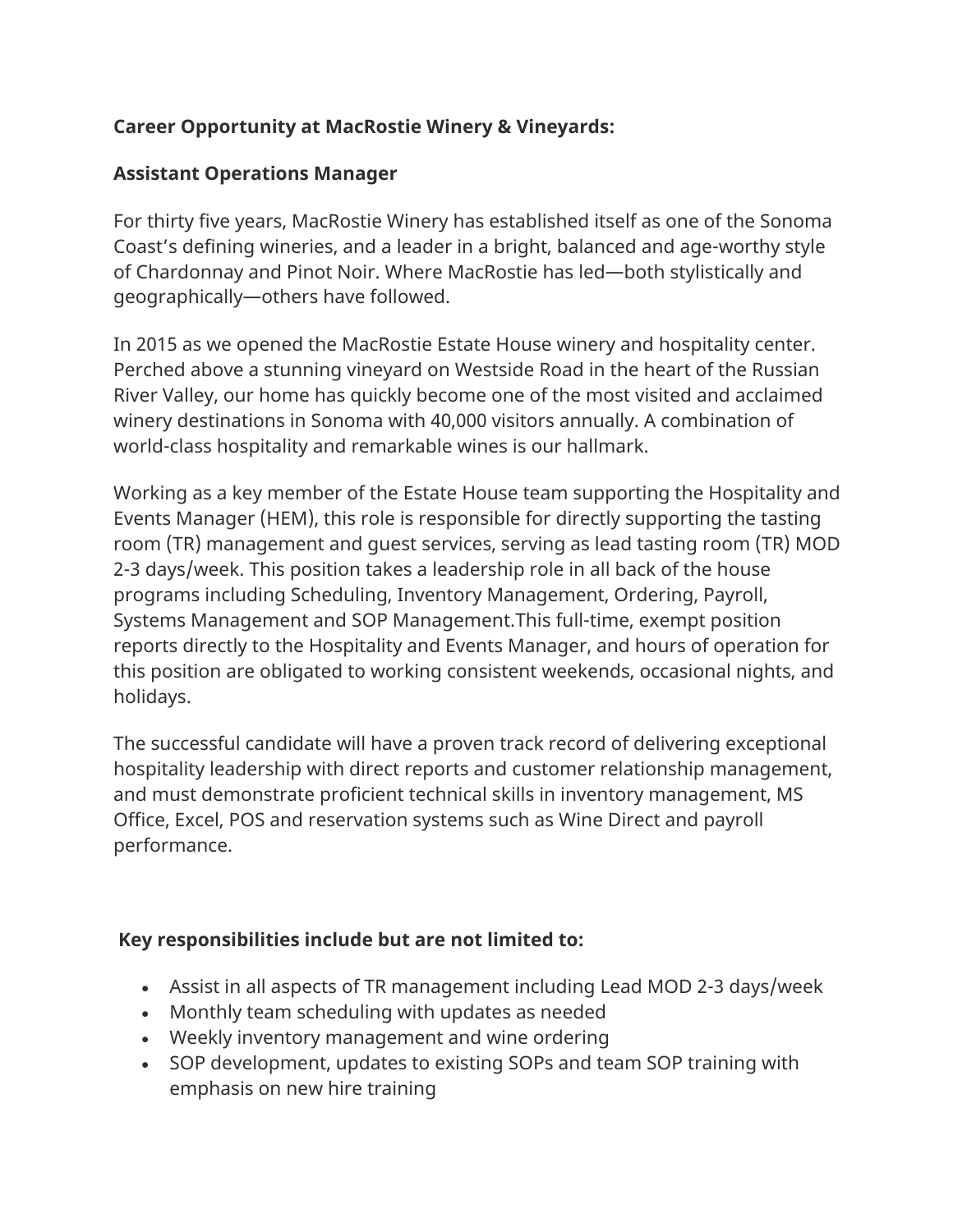**Career Opportunity at MacRostie Winery & Vineyards:**

**Assistant Operations Manager**

For thirty five years, MacRostie Winery has established itself as one of the Sonoma Coast's defining wineries, and a leader in a bright, balanced and age-worthy style of Chardonnay and Pinot Noir. Where MacRostie has led—both stylistically and geographically—others have followed.

In 2015 as we opened the MacRostie Estate House winery and hospitality center. Perched above a stunning vineyard on Westside Road in the heart of the Russian River Valley, our home has quickly become one of the most visited and acclaimed winery destinations in Sonoma with 40,000 visitors annually. A combination of world-class hospitality and remarkable wines is our hallmark.

Working as a key member of the Estate House team supporting the Hospitality and Events Manager (HEM), this role is responsible for directly supporting the tasting room (TR) management and guest services, serving as lead tasting room (TR) MOD 2-3 days/week. This position takes a leadership role in all back of the house programs including Scheduling, Inventory Management, Ordering, Payroll, Systems Management and SOP Management.This full-time, exempt position reports directly to the Hospitality and Events Manager, and hours of operation for this position are obligated to working consistent weekends, occasional nights, and holidays.

The successful candidate will have a proven track record of delivering exceptional hospitality leadership with direct reports and customer relationship management, and must demonstrate proficient technical skills in inventory management, MS Office, Excel, POS and reservation systems such as Wine Direct and payroll performance.

**Key responsibilities include but are not limited to:**

- Assist in all aspects of TR management including Lead MOD 2-3 days/week
- Monthly team scheduling with updates as needed
- Weekly inventory management and wine ordering
- SOP development, updates to existing SOPs and team SOP training with emphasis on new hire training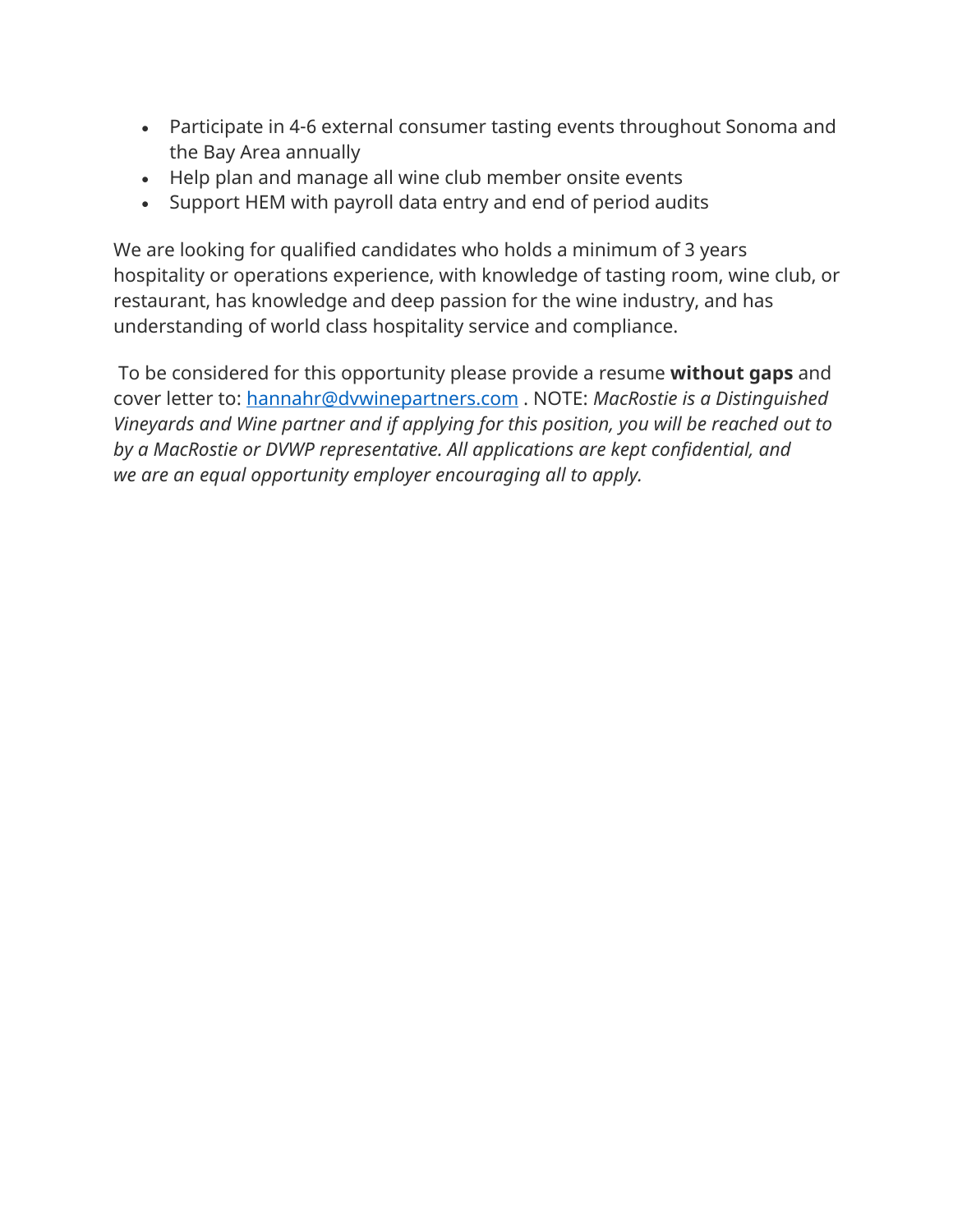- Participate in 4-6 external consumer tasting events throughout Sonoma and the Bay Area annually
- Help plan and manage all wine club member onsite events
- Support HEM with payroll data entry and end of period audits

We are looking for qualified candidates who holds a minimum of 3 years hospitality or operations experience, with knowledge of tasting room, wine club, or restaurant, has knowledge and deep passion for the wine industry, and has understanding of world class hospitality service and compliance.

To be considered for this opportunity please provide a resume **without gaps** and cover letter to: hannahr@dvwinepartners.com . NOTE: *MacRostie is a Distinguished Vineyards and Wine partner and if applying for this position, you will be reached out to by a MacRostie or DVWP representative. All applications are kept confidential, and we are an equal opportunity employer encouraging all to apply.*